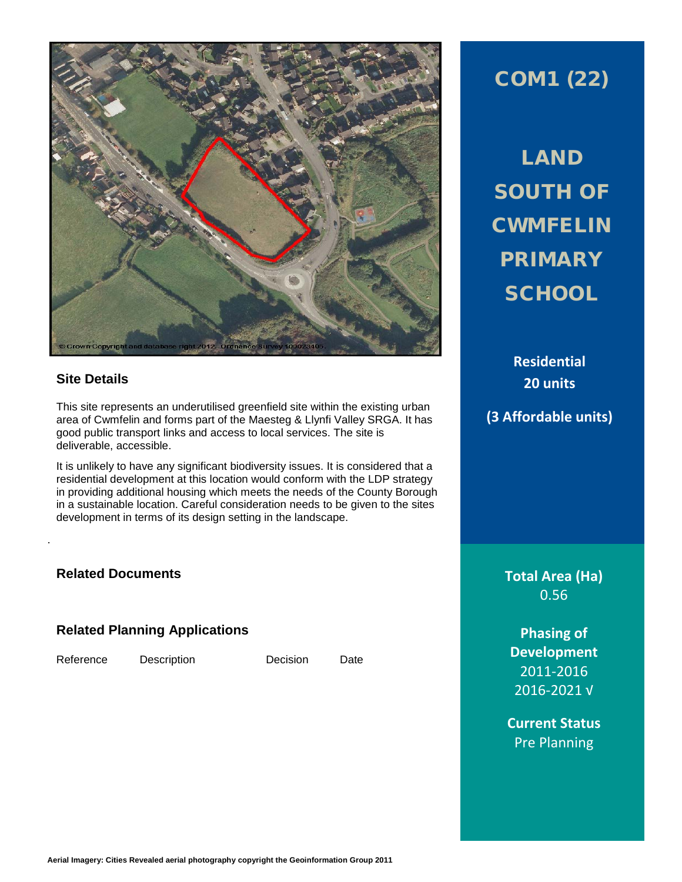# COM1 (22)

## LAND SOUTH OF CWMFELIN PRIMARY SCHOOL

**Residential**
**20 units**

**(3 Affordable units)**

### Site Details

This site represents an underutilised greenfield site within the existing urban area of Cwmfelin and forms part of the Maesteg & Llynfi Valley SRGA. It has good public transport links and access to local services. The site is deliverable, accessible.

It is unlikely to have any significant biodiversity issues. It is considered that a residential development at this location would conform with the LDP strategy in providing additional housing which meets the needs of the County Borough in a sustainable location. Careful consideration needs to be given to the sites development in terms of its design setting in the landscape.

.

### Related Documents

### Related Planning Applications

| Reference | Description | Decision | Date |
|---|---|---|---|

**Total Area (Ha)**
0.56

**Phasing of Development**
2011-2016
2016-2021 √

**Current Status**
Pre Planning

Aerial Imagery: Cities Revealed aerial photography copyright the Geoinformation Group 2011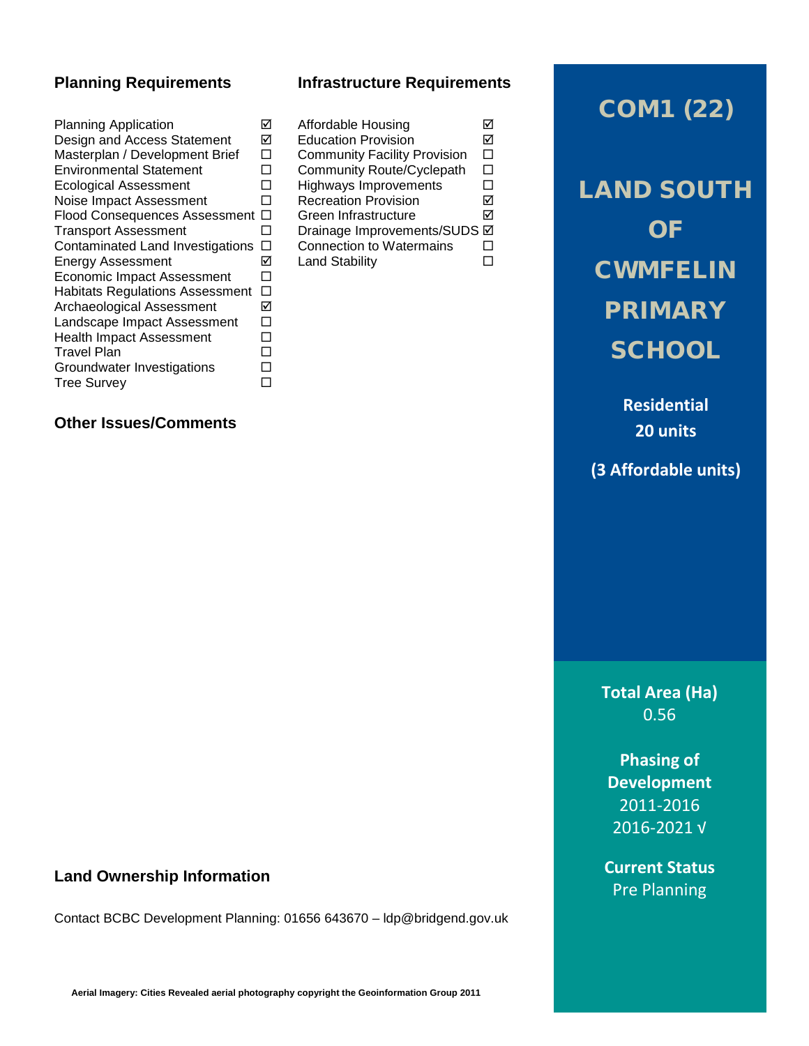## Planning Requirements

| | |
|---|---|
| Planning Application | ☑ |
| Design and Access Statement | ☑ |
| Masterplan / Development Brief | ☐ |
| Environmental Statement | ☐ |
| Ecological Assessment | ☐ |
| Noise Impact Assessment | ☐ |
| Flood Consequences Assessment | ☐ |
| Transport Assessment | ☐ |
| Contaminated Land Investigations | ☐ |
| Energy Assessment | ☑ |
| Economic Impact Assessment | ☐ |
| Habitats Regulations Assessment | ☐ |
| Archaeological Assessment | ☑ |
| Landscape Impact Assessment | ☐ |
| Health Impact Assessment | ☐ |
| Travel Plan | ☐ |
| Groundwater Investigations | ☐ |
| Tree Survey | ☐ |

## Infrastructure Requirements

| | |
|---|---|
| Affordable Housing | ☑ |
| Education Provision | ☑ |
| Community Facility Provision | ☐ |
| Community Route/Cyclepath | ☐ |
| Highways Improvements | ☐ |
| Recreation Provision | ☑ |
| Green Infrastructure | ☑ |
| Drainage Improvements/SUDS | ☑ |
| Connection to Watermains | ☐ |
| Land Stability | ☐ |

## Other Issues/Comments

## Land Ownership Information

Contact BCBC Development Planning: 01656 643670 – ldp@bridgend.gov.uk

**Aerial Imagery: Cities Revealed aerial photography copyright the Geoinformation Group 2011**

# COM1 (22)

# LAND SOUTH OF CWMFELIN PRIMARY SCHOOL

**Residential**
**20 units**

**(3 Affordable units)**

**Total Area (Ha)**
0.56

**Phasing of Development**
2011-2016
2016-2021 √

**Current Status**
Pre Planning